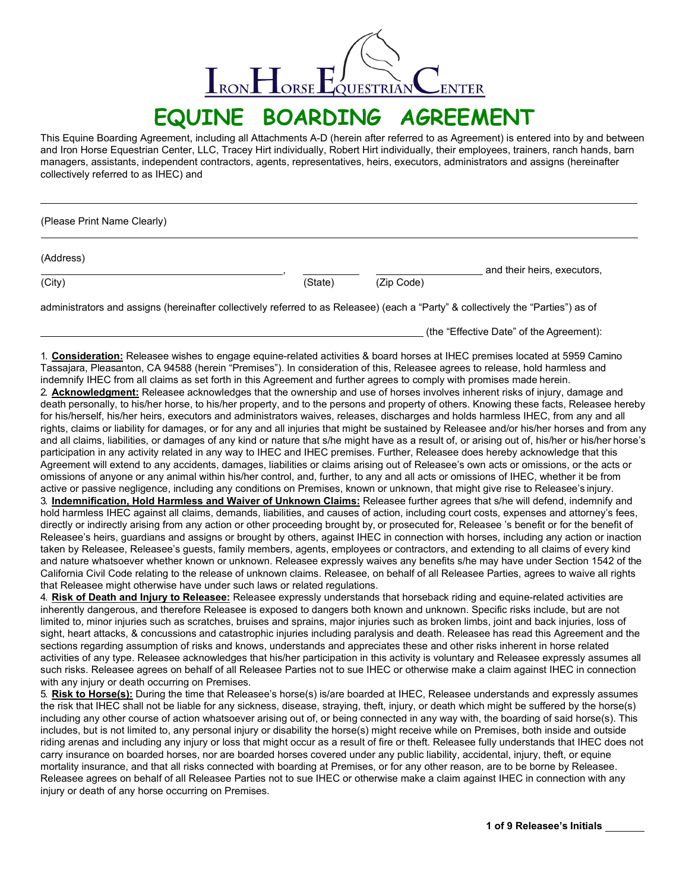# Iron Horse Equestrian Center

# EQUINE BOARDING AGREEMENT

This Equine Boarding Agreement, including all Attachments A-D (herein after referred to as Agreement) is entered into by and between and Iron Horse Equestrian Center, LLC, Tracey Hirt individually, Robert Hirt individually, their employees, trainers, ranch hands, barn managers, assistants, independent contractors, agents, representatives, heirs, executors, administrators and assigns (hereinafter collectively referred to as IHEC) and

______________________________________________________________________

(Please Print Name Clearly)

______________________________________________________________________

(Address)

______________________________, ________ ______________ and their heirs, executors,

(City) (State) (Zip Code)

administrators and assigns (hereinafter collectively referred to as Releasee) (each a "Party" & collectively the "Parties") as of

______________________________________________ (the "Effective Date" of the Agreement):

1. **Consideration:** Releasee wishes to engage equine-related activities & board horses at IHEC premises located at 5959 Camino Tassajara, Pleasanton, CA 94588 (herein "Premises"). In consideration of this, Releasee agrees to release, hold harmless and indemnify IHEC from all claims as set forth in this Agreement and further agrees to comply with promises made herein.

2. **Acknowledgment:** Releasee acknowledges that the ownership and use of horses involves inherent risks of injury, damage and death personally, to his/her horse, to his/her property, and to the persons and property of others. Knowing these facts, Releasee hereby for his/herself, his/her heirs, executors and administrators waives, releases, discharges and holds harmless IHEC, from any and all rights, claims or liability for damages, or for any and all injuries that might be sustained by Releasee and/or his/her horses and from any and all claims, liabilities, or damages of any kind or nature that s/he might have as a result of, or arising out of, his/her or his/her horse's participation in any activity related in any way to IHEC and IHEC premises. Further, Releasee does hereby acknowledge that this Agreement will extend to any accidents, damages, liabilities or claims arising out of Releasee's own acts or omissions, or the acts or omissions of anyone or any animal within his/her control, and, further, to any and all acts or omissions of IHEC, whether it be from active or passive negligence, including any conditions on Premises, known or unknown, that might give rise to Releasee's injury.

3. **Indemnification, Hold Harmless and Waiver of Unknown Claims:** Releasee further agrees that s/he will defend, indemnify and hold harmless IHEC against all claims, demands, liabilities, and causes of action, including court costs, expenses and attorney's fees, directly or indirectly arising from any action or other proceeding brought by, or prosecuted for, Releasee 's benefit or for the benefit of Releasee's heirs, guardians and assigns or brought by others, against IHEC in connection with horses, including any action or inaction taken by Releasee, Releasee's guests, family members, agents, employees or contractors, and extending to all claims of every kind and nature whatsoever whether known or unknown. Releasee expressly waives any benefits s/he may have under Section 1542 of the California Civil Code relating to the release of unknown claims. Releasee, on behalf of all Releasee Parties, agrees to waive all rights that Releasee might otherwise have under such laws or related regulations.

4. **Risk of Death and Injury to Releasee:** Releasee expressly understands that horseback riding and equine-related activities are inherently dangerous, and therefore Releasee is exposed to dangers both known and unknown. Specific risks include, but are not limited to, minor injuries such as scratches, bruises and sprains, major injuries such as broken limbs, joint and back injuries, loss of sight, heart attacks, & concussions and catastrophic injuries including paralysis and death. Releasee has read this Agreement and the sections regarding assumption of risks and knows, understands and appreciates these and other risks inherent in horse related activities of any type. Releasee acknowledges that his/her participation in this activity is voluntary and Releasee expressly assumes all such risks. Releasee agrees on behalf of all Releasee Parties not to sue IHEC or otherwise make a claim against IHEC in connection with any injury or death occurring on Premises.

5. **Risk to Horse(s):** During the time that Releasee's horse(s) is/are boarded at IHEC, Releasee understands and expressly assumes the risk that IHEC shall not be liable for any sickness, disease, straying, theft, injury, or death which might be suffered by the horse(s) including any other course of action whatsoever arising out of, or being connected in any way with, the boarding of said horse(s). This includes, but is not limited to, any personal injury or disability the horse(s) might receive while on Premises, both inside and outside riding arenas and including any injury or loss that might occur as a result of fire or theft. Releasee fully understands that IHEC does not carry insurance on boarded horses, nor are boarded horses covered under any public liability, accidental, injury, theft, or equine mortality insurance, and that all risks connected with boarding at Premises, or for any other reason, are to be borne by Releasee. Releasee agrees on behalf of all Releasee Parties not to sue IHEC or otherwise make a claim against IHEC in connection with any injury or death of any horse occurring on Premises.

**Releasee's Initials** ________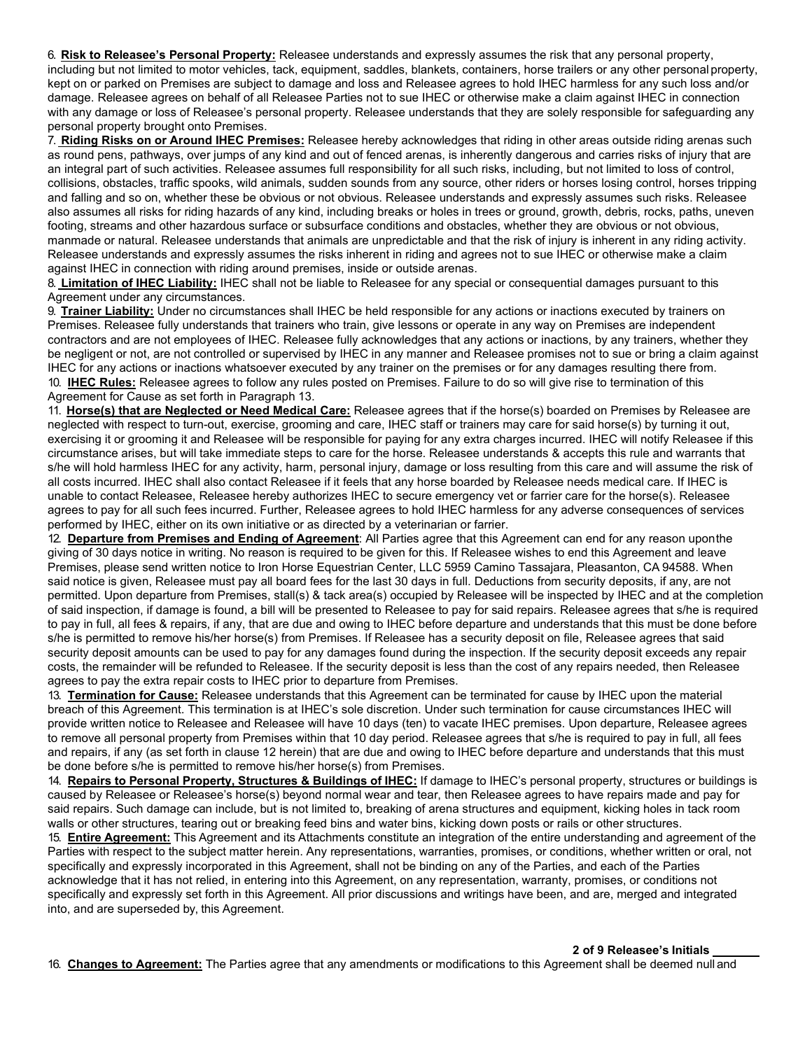6. **Risk to Releasee's Personal Property:** Releasee understands and expressly assumes the risk that any personal property, including but not limited to motor vehicles, tack, equipment, saddles, blankets, containers, horse trailers or any other personal property, kept on or parked on Premises are subject to damage and loss and Releasee agrees to hold IHEC harmless for any such loss and/or damage. Releasee agrees on behalf of all Releasee Parties not to sue IHEC or otherwise make a claim against IHEC in connection with any damage or loss of Releasee's personal property. Releasee understands that they are solely responsible for safeguarding any personal property brought onto Premises.

7. **Riding Risks on or Around IHEC Premises:** Releasee hereby acknowledges that riding in other areas outside riding arenas such as round pens, pathways, over jumps of any kind and out of fenced arenas, is inherently dangerous and carries risks of injury that are an integral part of such activities. Releasee assumes full responsibility for all such risks, including, but not limited to loss of control, collisions, obstacles, traffic spooks, wild animals, sudden sounds from any source, other riders or horses losing control, horses tripping and falling and so on, whether these be obvious or not obvious. Releasee understands and expressly assumes such risks. Releasee also assumes all risks for riding hazards of any kind, including breaks or holes in trees or ground, growth, debris, rocks, paths, uneven footing, streams and other hazardous surface or subsurface conditions and obstacles, whether they are obvious or not obvious, manmade or natural. Releasee understands that animals are unpredictable and that the risk of injury is inherent in any riding activity. Releasee understands and expressly assumes the risks inherent in riding and agrees not to sue IHEC or otherwise make a claim against IHEC in connection with riding around premises, inside or outside arenas.

8. **Limitation of IHEC Liability:** IHEC shall not be liable to Releasee for any special or consequential damages pursuant to this Agreement under any circumstances.

9. **Trainer Liability:** Under no circumstances shall IHEC be held responsible for any actions or inactions executed by trainers on Premises. Releasee fully understands that trainers who train, give lessons or operate in any way on Premises are independent contractors and are not employees of IHEC. Releasee fully acknowledges that any actions or inactions, by any trainers, whether they be negligent or not, are not controlled or supervised by IHEC in any manner and Releasee promises not to sue or bring a claim against IHEC for any actions or inactions whatsoever executed by any trainer on the premises or for any damages resulting there from.

10. **IHEC Rules:** Releasee agrees to follow any rules posted on Premises. Failure to do so will give rise to termination of this Agreement for Cause as set forth in Paragraph 13.

11. **Horse(s) that are Neglected or Need Medical Care:** Releasee agrees that if the horse(s) boarded on Premises by Releasee are neglected with respect to turn-out, exercise, grooming and care, IHEC staff or trainers may care for said horse(s) by turning it out, exercising it or grooming it and Releasee will be responsible for paying for any extra charges incurred. IHEC will notify Releasee if this circumstance arises, but will take immediate steps to care for the horse. Releasee understands & accepts this rule and warrants that s/he will hold harmless IHEC for any activity, harm, personal injury, damage or loss resulting from this care and will assume the risk of all costs incurred. IHEC shall also contact Releasee if it feels that any horse boarded by Releasee needs medical care. If IHEC is unable to contact Releasee, Releasee hereby authorizes IHEC to secure emergency vet or farrier care for the horse(s). Releasee agrees to pay for all such fees incurred. Further, Releasee agrees to hold IHEC harmless for any adverse consequences of services performed by IHEC, either on its own initiative or as directed by a veterinarian or farrier.

12. **Departure from Premises and Ending of Agreement**: All Parties agree that this Agreement can end for any reason upon the giving of 30 days notice in writing. No reason is required to be given for this. If Releasee wishes to end this Agreement and leave Premises, please send written notice to Iron Horse Equestrian Center, LLC 5959 Camino Tassajara, Pleasanton, CA 94588. When said notice is given, Releasee must pay all board fees for the last 30 days in full. Deductions from security deposits, if any, are not permitted. Upon departure from Premises, stall(s) & tack area(s) occupied by Releasee will be inspected by IHEC and at the completion of said inspection, if damage is found, a bill will be presented to Releasee to pay for said repairs. Releasee agrees that s/he is required to pay in full, all fees & repairs, if any, that are due and owing to IHEC before departure and understands that this must be done before s/he is permitted to remove his/her horse(s) from Premises. If Releasee has a security deposit on file, Releasee agrees that said security deposit amounts can be used to pay for any damages found during the inspection. If the security deposit exceeds any repair costs, the remainder will be refunded to Releasee. If the security deposit is less than the cost of any repairs needed, then Releasee agrees to pay the extra repair costs to IHEC prior to departure from Premises.

13. **Termination for Cause:** Releasee understands that this Agreement can be terminated for cause by IHEC upon the material breach of this Agreement. This termination is at IHEC's sole discretion. Under such termination for cause circumstances IHEC will provide written notice to Releasee and Releasee will have 10 days (ten) to vacate IHEC premises. Upon departure, Releasee agrees to remove all personal property from Premises within that 10 day period. Releasee agrees that s/he is required to pay in full, all fees and repairs, if any (as set forth in clause 12 herein) that are due and owing to IHEC before departure and understands that this must be done before s/he is permitted to remove his/her horse(s) from Premises.

14. **Repairs to Personal Property, Structures & Buildings of IHEC:** If damage to IHEC's personal property, structures or buildings is caused by Releasee or Releasee's horse(s) beyond normal wear and tear, then Releasee agrees to have repairs made and pay for said repairs. Such damage can include, but is not limited to, breaking of arena structures and equipment, kicking holes in tack room walls or other structures, tearing out or breaking feed bins and water bins, kicking down posts or rails or other structures.

15. **Entire Agreement:** This Agreement and its Attachments constitute an integration of the entire understanding and agreement of the Parties with respect to the subject matter herein. Any representations, warranties, promises, or conditions, whether written or oral, not specifically and expressly incorporated in this Agreement, shall not be binding on any of the Parties, and each of the Parties acknowledge that it has not relied, in entering into this Agreement, on any representation, warranty, promises, or conditions not specifically and expressly set forth in this Agreement. All prior discussions and writings have been, and are, merged and integrated into, and are superseded by, this Agreement.

**Releasee's Initials ________**

16. **Changes to Agreement:** The Parties agree that any amendments or modifications to this Agreement shall be deemed null and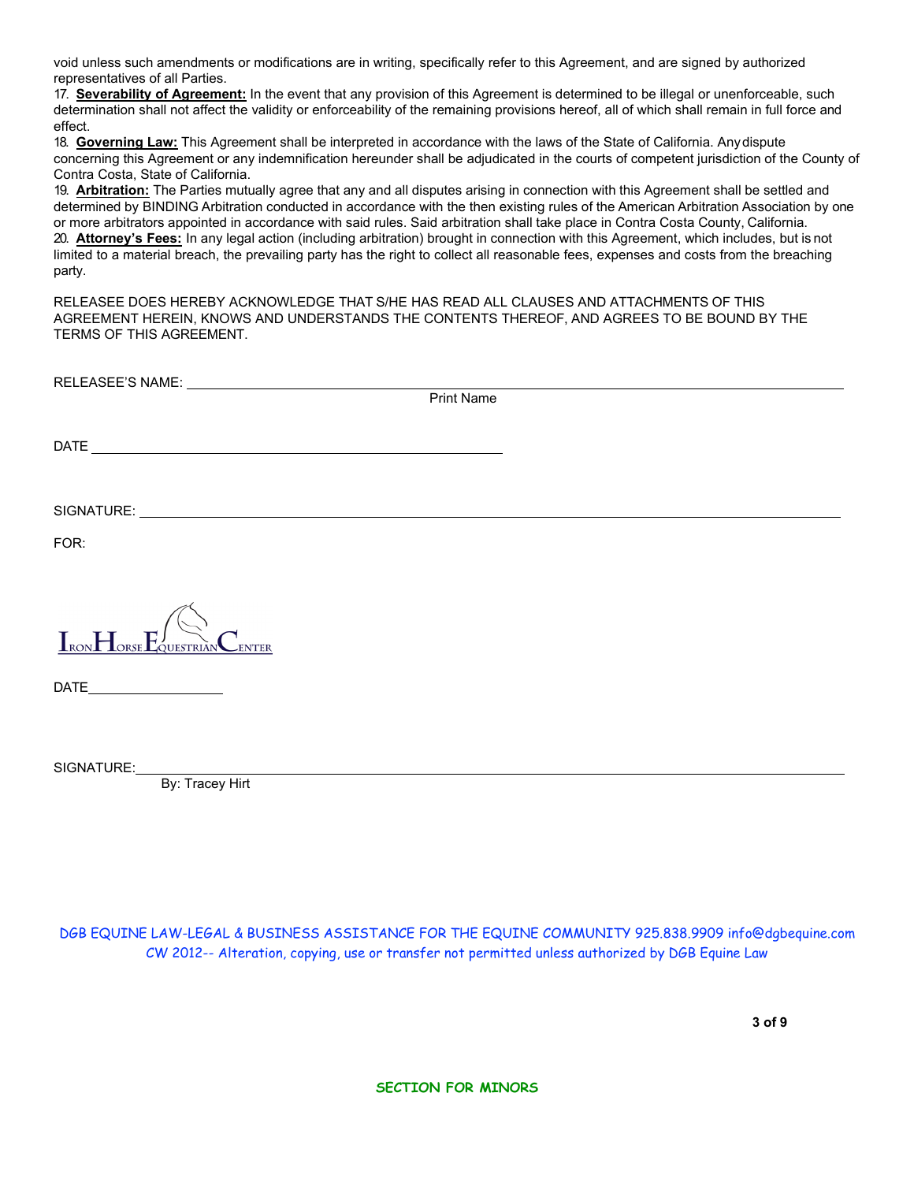void unless such amendments or modifications are in writing, specifically refer to this Agreement, and are signed by authorized representatives of all Parties.

17. **Severability of Agreement:** In the event that any provision of this Agreement is determined to be illegal or unenforceable, such determination shall not affect the validity or enforceability of the remaining provisions hereof, all of which shall remain in full force and effect.

18. **Governing Law:** This Agreement shall be interpreted in accordance with the laws of the State of California. Any dispute concerning this Agreement or any indemnification hereunder shall be adjudicated in the courts of competent jurisdiction of the County of Contra Costa, State of California.

19. **Arbitration:** The Parties mutually agree that any and all disputes arising in connection with this Agreement shall be settled and determined by BINDING Arbitration conducted in accordance with the then existing rules of the American Arbitration Association by one or more arbitrators appointed in accordance with said rules. Said arbitration shall take place in Contra Costa County, California.

20. **Attorney's Fees:** In any legal action (including arbitration) brought in connection with this Agreement, which includes, but is not limited to a material breach, the prevailing party has the right to collect all reasonable fees, expenses and costs from the breaching party.

RELEASEE DOES HEREBY ACKNOWLEDGE THAT S/HE HAS READ ALL CLAUSES AND ATTACHMENTS OF THIS AGREEMENT HEREIN, KNOWS AND UNDERSTANDS THE CONTENTS THEREOF, AND AGREES TO BE BOUND BY THE TERMS OF THIS AGREEMENT.

RELEASEE'S NAME: ______________________________________________
Print Name

DATE ______________________________

SIGNATURE: ______________________________________________

FOR:

IRON HORSE EQUESTRIAN CENTER

DATE__________

SIGNATURE:______________________________________________
By: Tracey Hirt

DGB EQUINE LAW-LEGAL & BUSINESS ASSISTANCE FOR THE EQUINE COMMUNITY 925.838.9909 info@dgbequine.com
CW 2012-- Alteration, copying, use or transfer not permitted unless authorized by DGB Equine Law

## SECTION FOR MINORS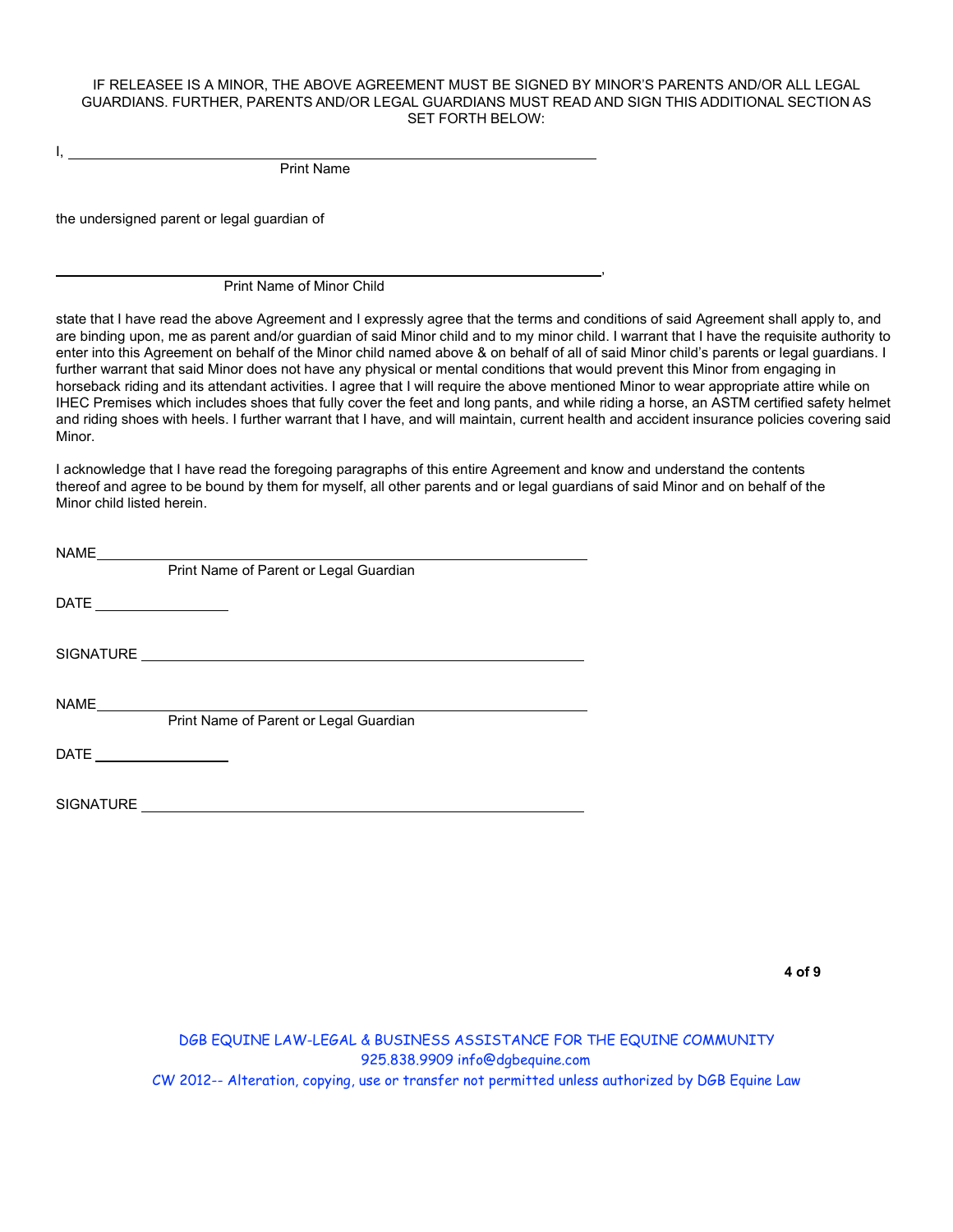IF RELEASEE IS A MINOR, THE ABOVE AGREEMENT MUST BE SIGNED BY MINOR'S PARENTS AND/OR ALL LEGAL GUARDIANS. FURTHER, PARENTS AND/OR LEGAL GUARDIANS MUST READ AND SIGN THIS ADDITIONAL SECTION AS SET FORTH BELOW:

I, ____________________________________________________________
Print Name

the undersigned parent or legal guardian of

____________________________________________________________,
Print Name of Minor Child

state that I have read the above Agreement and I expressly agree that the terms and conditions of said Agreement shall apply to, and are binding upon, me as parent and/or guardian of said Minor child and to my minor child. I warrant that I have the requisite authority to enter into this Agreement on behalf of the Minor child named above & on behalf of all of said Minor child's parents or legal guardians. I further warrant that said Minor does not have any physical or mental conditions that would prevent this Minor from engaging in horseback riding and its attendant activities. I agree that I will require the above mentioned Minor to wear appropriate attire while on IHEC Premises which includes shoes that fully cover the feet and long pants, and while riding a horse, an ASTM certified safety helmet and riding shoes with heels. I further warrant that I have, and will maintain, current health and accident insurance policies covering said Minor.

I acknowledge that I have read the foregoing paragraphs of this entire Agreement and know and understand the contents thereof and agree to be bound by them for myself, all other parents and or legal guardians of said Minor and on behalf of the Minor child listed herein.

NAME____________________________________________________________
Print Name of Parent or Legal Guardian

DATE ________________

SIGNATURE ______________________________________________________

NAME____________________________________________________________
Print Name of Parent or Legal Guardian

DATE ________________

SIGNATURE ______________________________________________________

DGB EQUINE LAW-LEGAL & BUSINESS ASSISTANCE FOR THE EQUINE COMMUNITY
925.838.9909 info@dgbequine.com
CW 2012-- Alteration, copying, use or transfer not permitted unless authorized by DGB Equine Law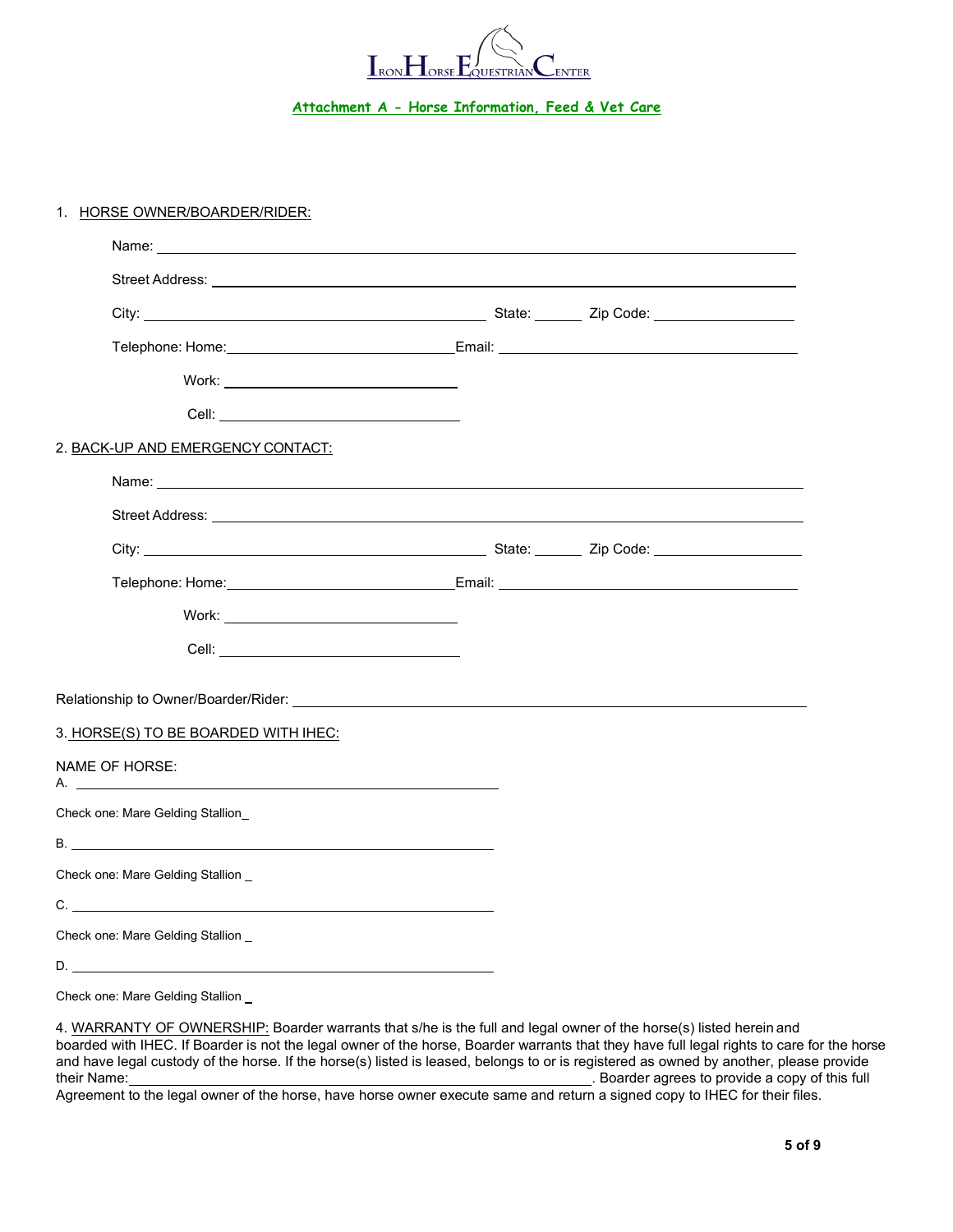IRON HORSE EQUESTRIAN CENTER

## Attachment A - Horse Information, Feed & Vet Care

1. HORSE OWNER/BOARDER/RIDER:

Name: ______________________________________________

Street Address: ______________________________________________

City: ______________________ State: ______ Zip Code: ______________

Telephone: Home: ______________________ Email: ______________________

Work: ______________________

Cell: ______________________

2. BACK-UP AND EMERGENCY CONTACT:

Name: ______________________________________________

Street Address: ______________________________________________

City: ______________________ State: ______ Zip Code: ______________

Telephone: Home: ______________________ Email: ______________________

Work: ______________________

Cell: ______________________

Relationship to Owner/Boarder/Rider: ______________________________________________

3. HORSE(S) TO BE BOARDED WITH IHEC:

NAME OF HORSE:

A. ______________________________________________

Check one: Mare Gelding Stallion_

B. ______________________________________________

Check one: Mare Gelding Stallion _

C. ______________________________________________

Check one: Mare Gelding Stallion _

D. ______________________________________________

Check one: Mare Gelding Stallion _

4. WARRANTY OF OWNERSHIP: Boarder warrants that s/he is the full and legal owner of the horse(s) listed herein and boarded with IHEC. If Boarder is not the legal owner of the horse, Boarder warrants that they have full legal rights to care for the horse and have legal custody of the horse. If the horse(s) listed is leased, belongs to or is registered as owned by another, please provide their Name: ______________________________________________. Boarder agrees to provide a copy of this full Agreement to the legal owner of the horse, have horse owner execute same and return a signed copy to IHEC for their files.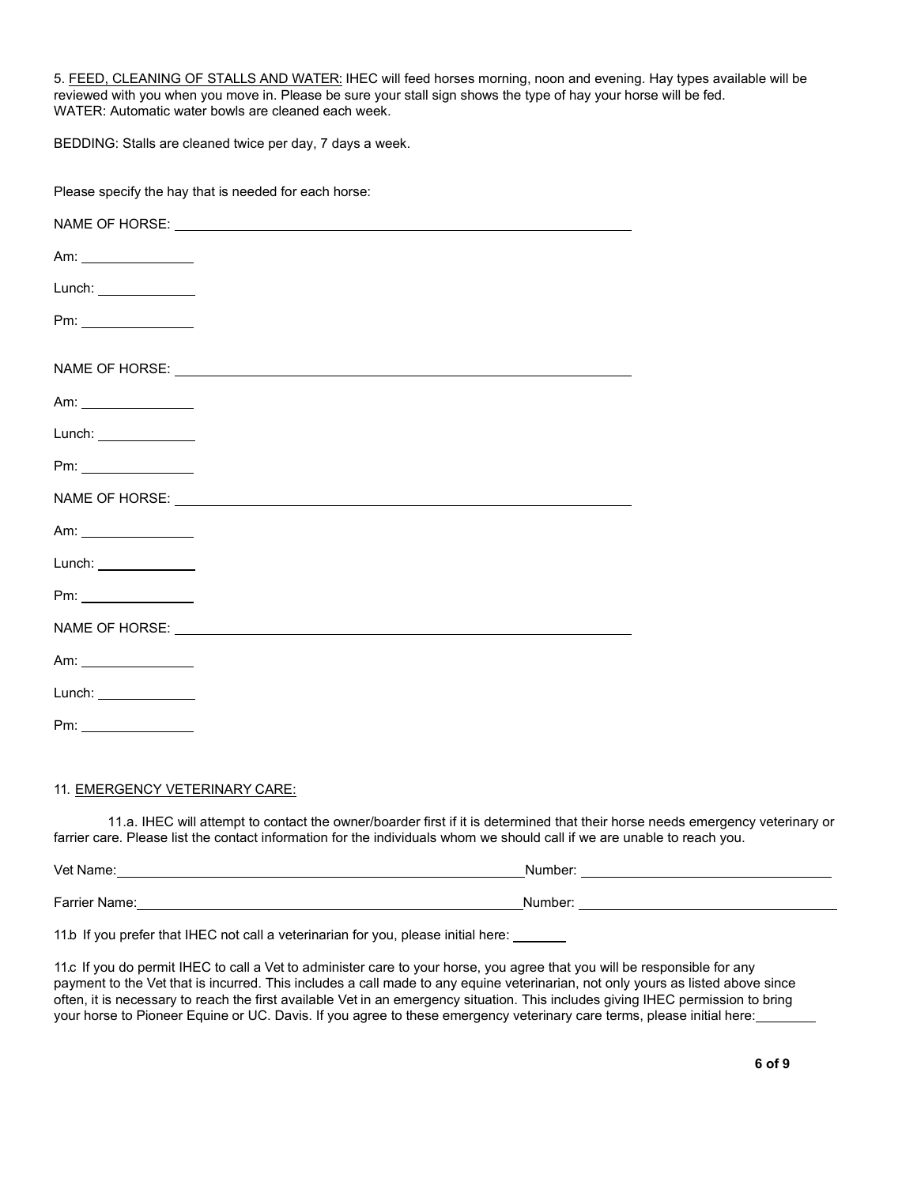5. <u>FEED, CLEANING OF STALLS AND WATER:</u> IHEC will feed horses morning, noon and evening. Hay types available will be reviewed with you when you move in. Please be sure your stall sign shows the type of hay your horse will be fed.
WATER: Automatic water bowls are cleaned each week.

BEDDING: Stalls are cleaned twice per day, 7 days a week.

Please specify the hay that is needed for each horse:

NAME OF HORSE: ______________________________________________

Am: ____________

Lunch: ____________

Pm: ____________

NAME OF HORSE: ______________________________________________

Am: ____________

Lunch: ____________

Pm: ____________

NAME OF HORSE: ______________________________________________

Am: ____________

Lunch: ____________

Pm: ____________

NAME OF HORSE: ______________________________________________

Am: ____________

Lunch: ____________

Pm: ____________

11. <u>EMERGENCY VETERINARY CARE:</u>

11.a. IHEC will attempt to contact the owner/boarder first if it is determined that their horse needs emergency veterinary or farrier care. Please list the contact information for the individuals whom we should call if we are unable to reach you.

Vet Name: ______________________________ Number: ____________________

Farrier Name: ______________________________ Number: ____________________

11.b If you prefer that IHEC not call a veterinarian for you, please initial here: ______

11.c If you do permit IHEC to call a Vet to administer care to your horse, you agree that you will be responsible for any payment to the Vet that is incurred. This includes a call made to any equine veterinarian, not only yours as listed above since often, it is necessary to reach the first available Vet in an emergency situation. This includes giving IHEC permission to bring your horse to Pioneer Equine or UC. Davis. If you agree to these emergency veterinary care terms, please initial here: ______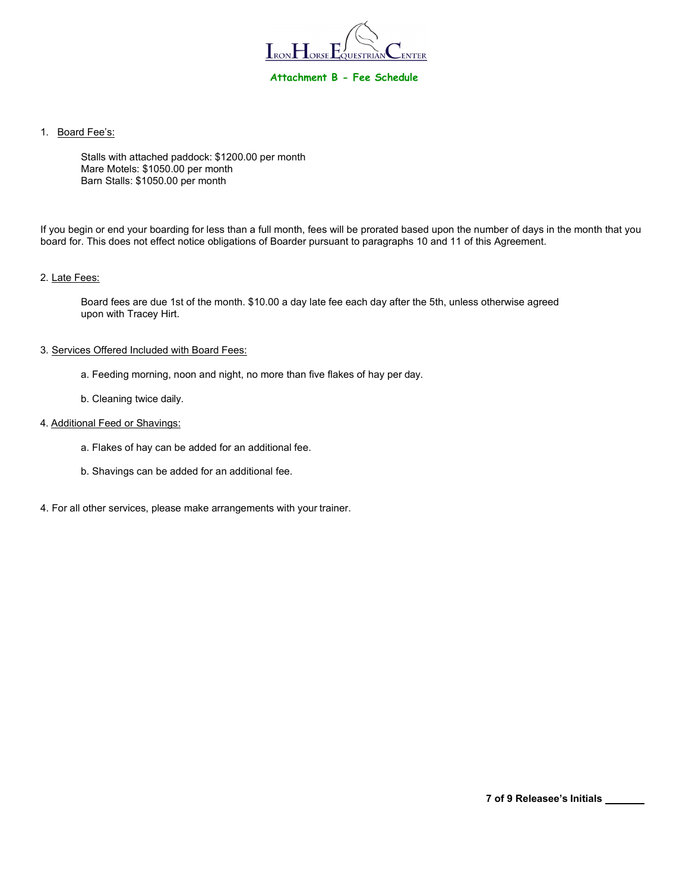# Iron Horse Equestrian Center

## Attachment B - Fee Schedule

1. Board Fee's:

   Stalls with attached paddock: $1200.00 per month
   Mare Motels: $1050.00 per month
   Barn Stalls: $1050.00 per month

If you begin or end your boarding for less than a full month, fees will be prorated based upon the number of days in the month that you board for. This does not effect notice obligations of Boarder pursuant to paragraphs 10 and 11 of this Agreement.

2. Late Fees:

   Board fees are due 1st of the month. $10.00 a day late fee each day after the 5th, unless otherwise agreed upon with Tracey Hirt.

3. Services Offered Included with Board Fees:

   a. Feeding morning, noon and night, no more than five flakes of hay per day.

   b. Cleaning twice daily.

4. Additional Feed or Shavings:

   a. Flakes of hay can be added for an additional fee.

   b. Shavings can be added for an additional fee.

4. For all other services, please make arrangements with your trainer.

Releasee's Initials _______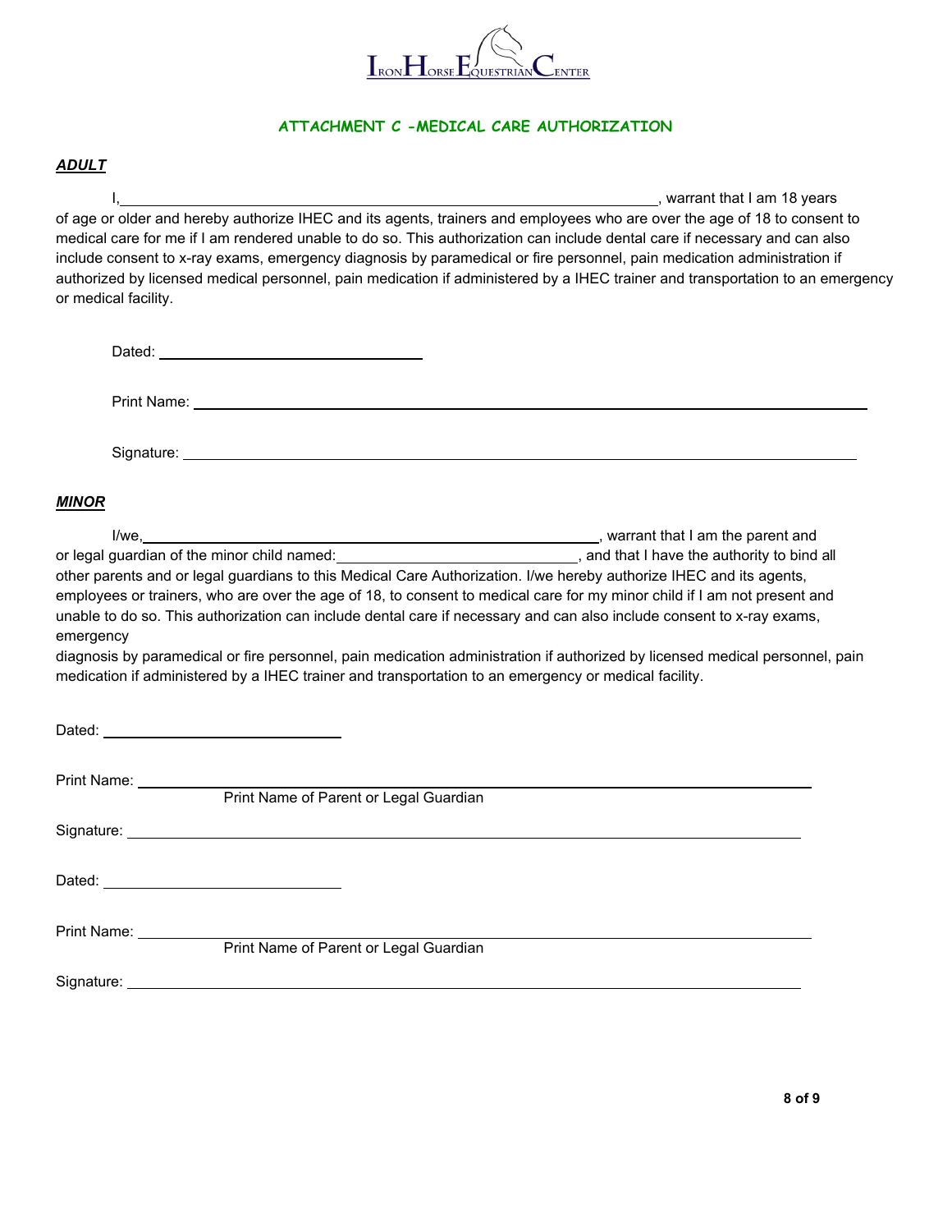Iron Horse Equestrian Center

## ATTACHMENT C -MEDICAL CARE AUTHORIZATION

***ADULT***

I, ______________________________________________________________________, warrant that I am 18 years of age or older and hereby authorize IHEC and its agents, trainers and employees who are over the age of 18 to consent to medical care for me if I am rendered unable to do so. This authorization can include dental care if necessary and can also include consent to x-ray exams, emergency diagnosis by paramedical or fire personnel, pain medication administration if authorized by licensed medical personnel, pain medication if administered by a IHEC trainer and transportation to an emergency or medical facility.

Dated: ______________________________

Print Name: ______________________________________________________________________________

Signature: ______________________________________________________________________________

***MINOR***

I/we, ______________________________________________________________, warrant that I am the parent and or legal guardian of the minor child named: ______________________________, and that I have the authority to bind all other parents and or legal guardians to this Medical Care Authorization. I/we hereby authorize IHEC and its agents, employees or trainers, who are over the age of 18, to consent to medical care for my minor child if I am not present and unable to do so. This authorization can include dental care if necessary and can also include consent to x-ray exams, emergency

diagnosis by paramedical or fire personnel, pain medication administration if authorized by licensed medical personnel, pain medication if administered by a IHEC trainer and transportation to an emergency or medical facility.

Dated: ______________________________

Print Name: ______________________________________________________________________________
Print Name of Parent or Legal Guardian

Signature: ______________________________________________________________________________

Dated: ______________________________

Print Name: ______________________________________________________________________________
Print Name of Parent or Legal Guardian

Signature: ______________________________________________________________________________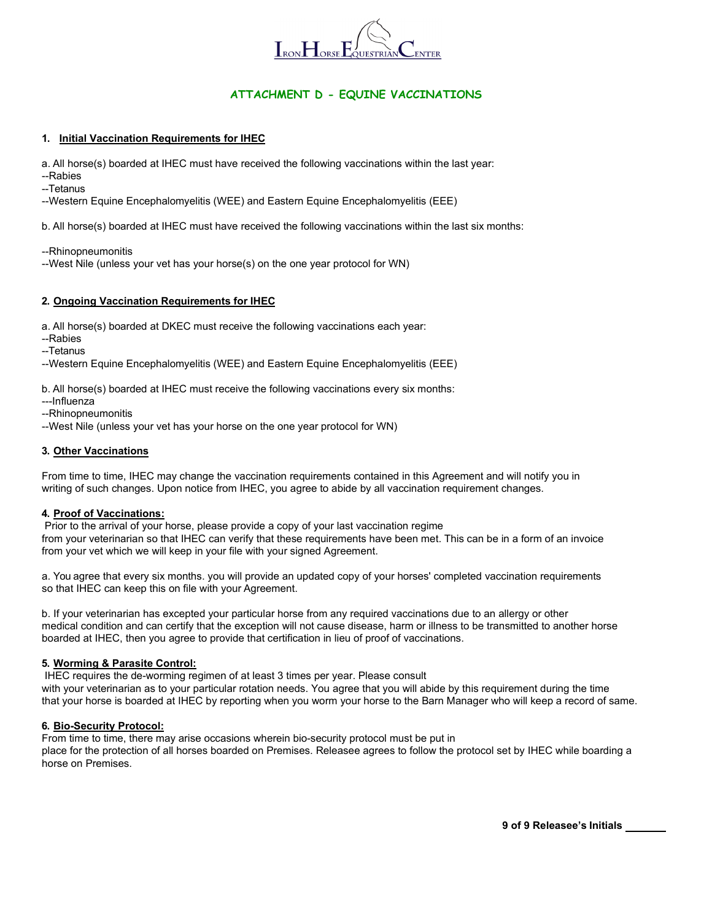Iron Horse Equestrian Center

## ATTACHMENT D - EQUINE VACCINATIONS

### 1. Initial Vaccination Requirements for IHEC

a. All horse(s) boarded at IHEC must have received the following vaccinations within the last year:
--Rabies
--Tetanus
--Western Equine Encephalomyelitis (WEE) and Eastern Equine Encephalomyelitis (EEE)

b. All horse(s) boarded at IHEC must have received the following vaccinations within the last six months:

--Rhinopneumonitis
--West Nile (unless your vet has your horse(s) on the one year protocol for WN)

### 2. Ongoing Vaccination Requirements for IHEC

a. All horse(s) boarded at DKEC must receive the following vaccinations each year:
--Rabies
--Tetanus
--Western Equine Encephalomyelitis (WEE) and Eastern Equine Encephalomyelitis (EEE)

b. All horse(s) boarded at IHEC must receive the following vaccinations every six months:
---Influenza
--Rhinopneumonitis
--West Nile (unless your vet has your horse on the one year protocol for WN)

### 3. Other Vaccinations

From time to time, IHEC may change the vaccination requirements contained in this Agreement and will notify you in writing of such changes. Upon notice from IHEC, you agree to abide by all vaccination requirement changes.

### 4. Proof of Vaccinations:

Prior to the arrival of your horse, please provide a copy of your last vaccination regime from your veterinarian so that IHEC can verify that these requirements have been met. This can be in a form of an invoice from your vet which we will keep in your file with your signed Agreement.

a. You agree that every six months. you will provide an updated copy of your horses' completed vaccination requirements so that IHEC can keep this on file with your Agreement.

b. If your veterinarian has excepted your particular horse from any required vaccinations due to an allergy or other medical condition and can certify that the exception will not cause disease, harm or illness to be transmitted to another horse boarded at IHEC, then you agree to provide that certification in lieu of proof of vaccinations.

### 5. Worming & Parasite Control:

IHEC requires the de-worming regimen of at least 3 times per year. Please consult with your veterinarian as to your particular rotation needs. You agree that you will abide by this requirement during the time that your horse is boarded at IHEC by reporting when you worm your horse to the Barn Manager who will keep a record of same.

### 6. Bio-Security Protocol:

From time to time, there may arise occasions wherein bio-security protocol must be put in place for the protection of all horses boarded on Premises. Releasee agrees to follow the protocol set by IHEC while boarding a horse on Premises.

**Releasee's Initials** _______